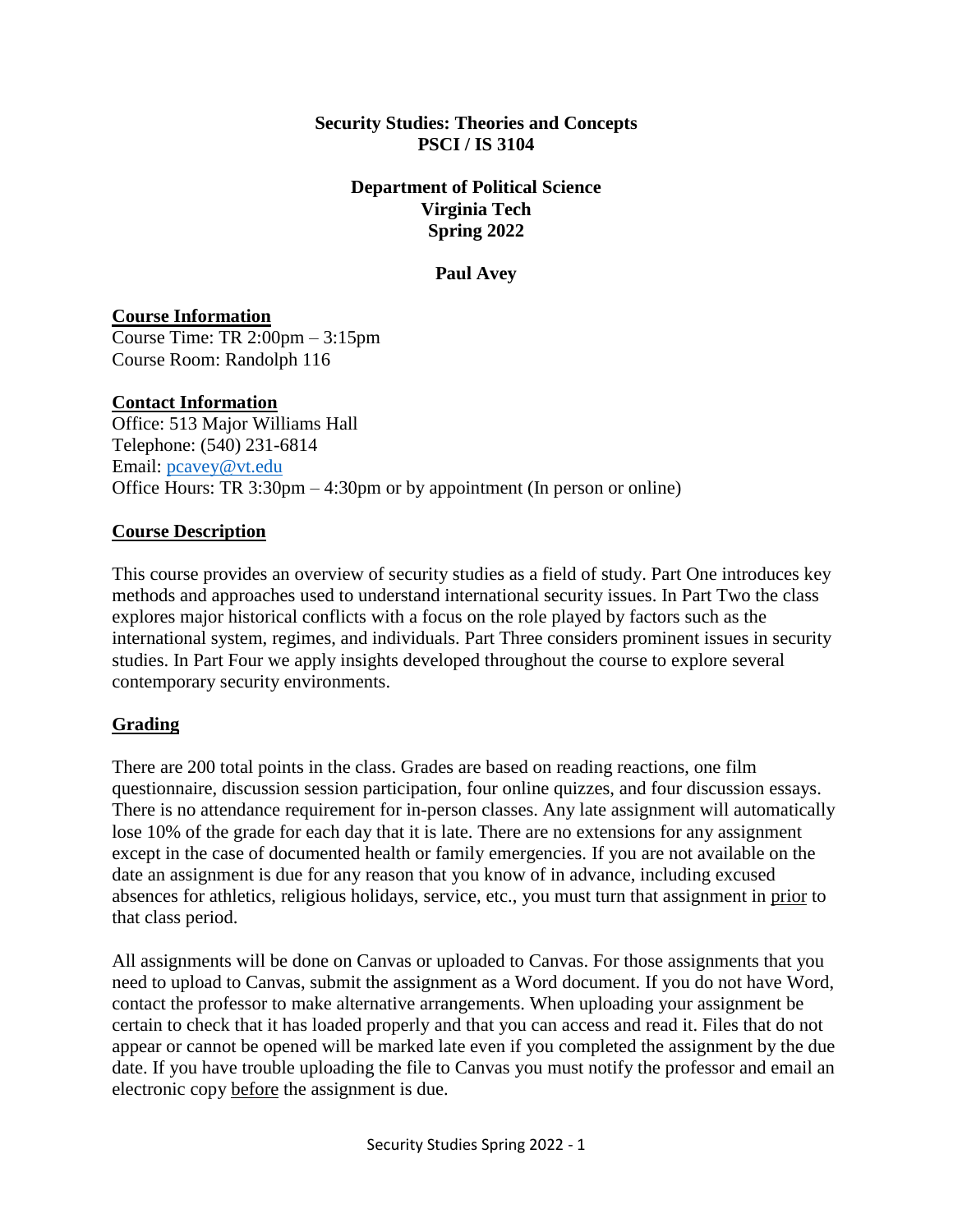**Security Studies: Theories and Concepts**
**PSCI / IS 3104**

**Department of Political Science**
**Virginia Tech**
**Spring 2022**

**Paul Avey**

## Course Information

Course Time: TR 2:00pm – 3:15pm
Course Room: Randolph 116

## Contact Information

Office: 513 Major Williams Hall
Telephone: (540) 231-6814
Email: pcavey@vt.edu
Office Hours: TR 3:30pm – 4:30pm or by appointment (In person or online)

## Course Description

This course provides an overview of security studies as a field of study. Part One introduces key methods and approaches used to understand international security issues. In Part Two the class explores major historical conflicts with a focus on the role played by factors such as the international system, regimes, and individuals. Part Three considers prominent issues in security studies. In Part Four we apply insights developed throughout the course to explore several contemporary security environments.

## Grading

There are 200 total points in the class. Grades are based on reading reactions, one film questionnaire, discussion session participation, four online quizzes, and four discussion essays. There is no attendance requirement for in-person classes. Any late assignment will automatically lose 10% of the grade for each day that it is late. There are no extensions for any assignment except in the case of documented health or family emergencies. If you are not available on the date an assignment is due for any reason that you know of in advance, including excused absences for athletics, religious holidays, service, etc., you must turn that assignment in prior to that class period.

All assignments will be done on Canvas or uploaded to Canvas. For those assignments that you need to upload to Canvas, submit the assignment as a Word document. If you do not have Word, contact the professor to make alternative arrangements. When uploading your assignment be certain to check that it has loaded properly and that you can access and read it. Files that do not appear or cannot be opened will be marked late even if you completed the assignment by the due date. If you have trouble uploading the file to Canvas you must notify the professor and email an electronic copy before the assignment is due.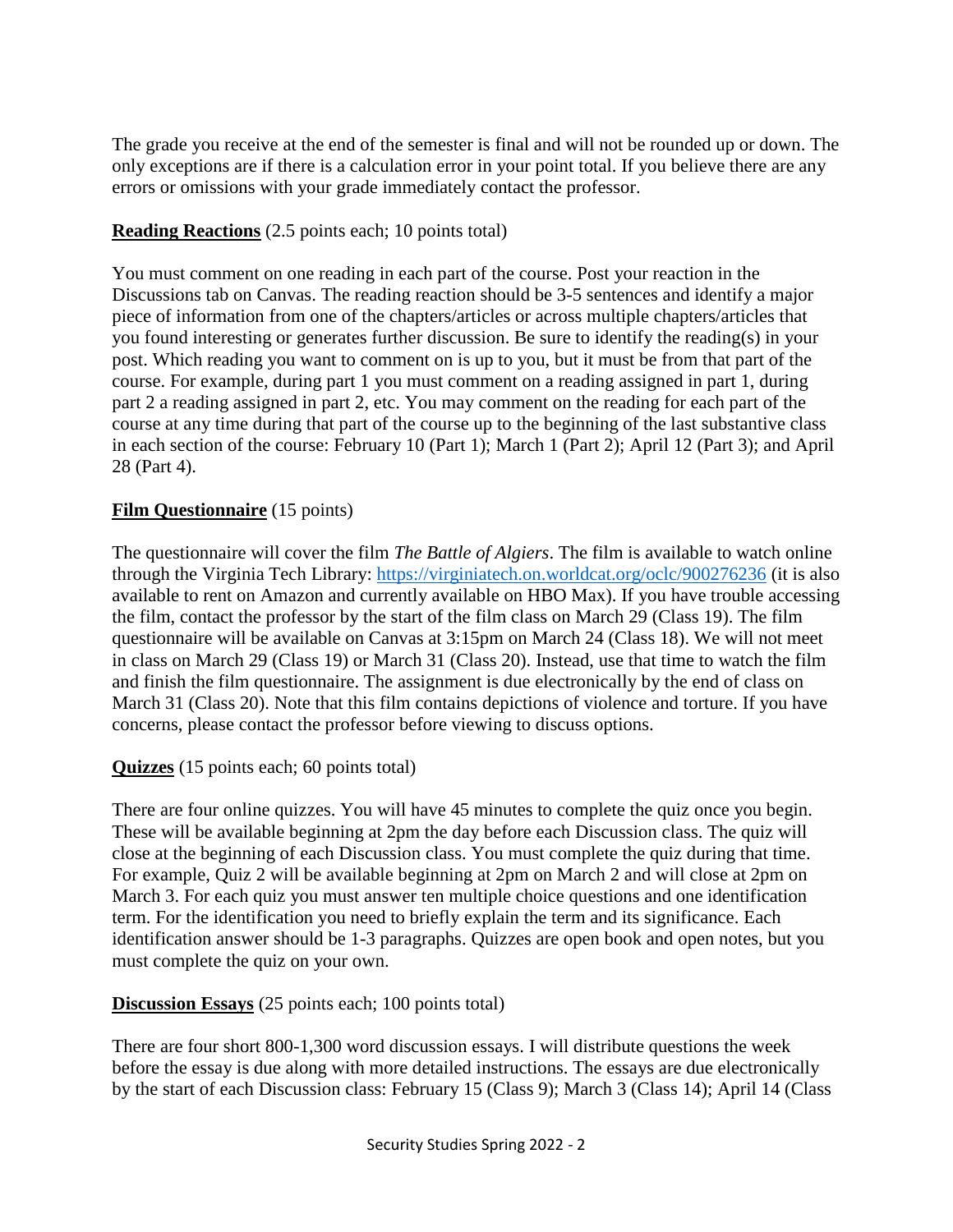The grade you receive at the end of the semester is final and will not be rounded up or down. The only exceptions are if there is a calculation error in your point total. If you believe there are any errors or omissions with your grade immediately contact the professor.

**Reading Reactions** (2.5 points each; 10 points total)

You must comment on one reading in each part of the course. Post your reaction in the Discussions tab on Canvas. The reading reaction should be 3-5 sentences and identify a major piece of information from one of the chapters/articles or across multiple chapters/articles that you found interesting or generates further discussion. Be sure to identify the reading(s) in your post. Which reading you want to comment on is up to you, but it must be from that part of the course. For example, during part 1 you must comment on a reading assigned in part 1, during part 2 a reading assigned in part 2, etc. You may comment on the reading for each part of the course at any time during that part of the course up to the beginning of the last substantive class in each section of the course: February 10 (Part 1); March 1 (Part 2); April 12 (Part 3); and April 28 (Part 4).

**Film Questionnaire** (15 points)

The questionnaire will cover the film *The Battle of Algiers*. The film is available to watch online through the Virginia Tech Library: https://virginiatech.on.worldcat.org/oclc/900276236 (it is also available to rent on Amazon and currently available on HBO Max). If you have trouble accessing the film, contact the professor by the start of the film class on March 29 (Class 19). The film questionnaire will be available on Canvas at 3:15pm on March 24 (Class 18). We will not meet in class on March 29 (Class 19) or March 31 (Class 20). Instead, use that time to watch the film and finish the film questionnaire. The assignment is due electronically by the end of class on March 31 (Class 20). Note that this film contains depictions of violence and torture. If you have concerns, please contact the professor before viewing to discuss options.

**Quizzes** (15 points each; 60 points total)

There are four online quizzes. You will have 45 minutes to complete the quiz once you begin. These will be available beginning at 2pm the day before each Discussion class. The quiz will close at the beginning of each Discussion class. You must complete the quiz during that time. For example, Quiz 2 will be available beginning at 2pm on March 2 and will close at 2pm on March 3. For each quiz you must answer ten multiple choice questions and one identification term. For the identification you need to briefly explain the term and its significance. Each identification answer should be 1-3 paragraphs. Quizzes are open book and open notes, but you must complete the quiz on your own.

**Discussion Essays** (25 points each; 100 points total)

There are four short 800-1,300 word discussion essays. I will distribute questions the week before the essay is due along with more detailed instructions. The essays are due electronically by the start of each Discussion class: February 15 (Class 9); March 3 (Class 14); April 14 (Class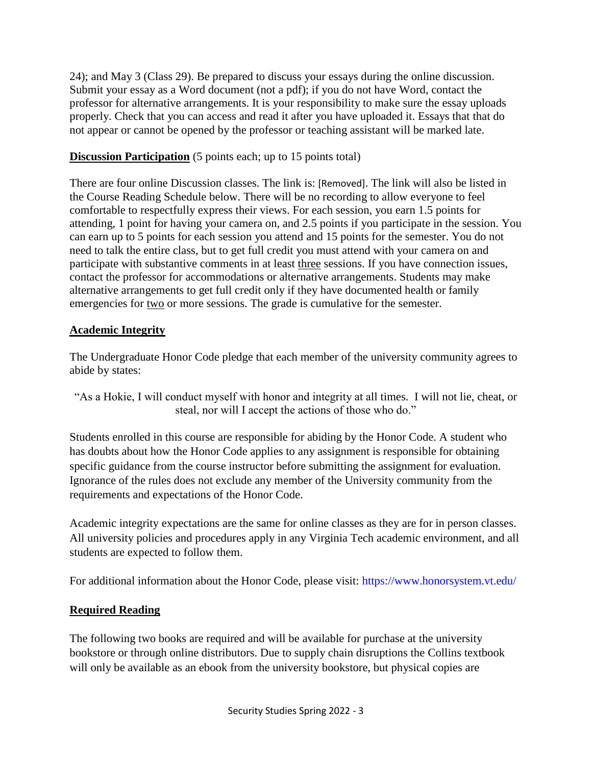24); and May 3 (Class 29). Be prepared to discuss your essays during the online discussion. Submit your essay as a Word document (not a pdf); if you do not have Word, contact the professor for alternative arrangements. It is your responsibility to make sure the essay uploads properly. Check that you can access and read it after you have uploaded it. Essays that that do not appear or cannot be opened by the professor or teaching assistant will be marked late.

**Discussion Participation** (5 points each; up to 15 points total)

There are four online Discussion classes. The link is: [Removed]. The link will also be listed in the Course Reading Schedule below. There will be no recording to allow everyone to feel comfortable to respectfully express their views. For each session, you earn 1.5 points for attending, 1 point for having your camera on, and 2.5 points if you participate in the session. You can earn up to 5 points for each session you attend and 15 points for the semester. You do not need to talk the entire class, but to get full credit you must attend with your camera on and participate with substantive comments in at least three sessions. If you have connection issues, contact the professor for accommodations or alternative arrangements. Students may make alternative arrangements to get full credit only if they have documented health or family emergencies for two or more sessions. The grade is cumulative for the semester.

## Academic Integrity

The Undergraduate Honor Code pledge that each member of the university community agrees to abide by states:

> "As a Hokie, I will conduct myself with honor and integrity at all times. I will not lie, cheat, or steal, nor will I accept the actions of those who do."

Students enrolled in this course are responsible for abiding by the Honor Code. A student who has doubts about how the Honor Code applies to any assignment is responsible for obtaining specific guidance from the course instructor before submitting the assignment for evaluation. Ignorance of the rules does not exclude any member of the University community from the requirements and expectations of the Honor Code.

Academic integrity expectations are the same for online classes as they are for in person classes. All university policies and procedures apply in any Virginia Tech academic environment, and all students are expected to follow them.

For additional information about the Honor Code, please visit: https://www.honorsystem.vt.edu/

## Required Reading

The following two books are required and will be available for purchase at the university bookstore or through online distributors. Due to supply chain disruptions the Collins textbook will only be available as an ebook from the university bookstore, but physical copies are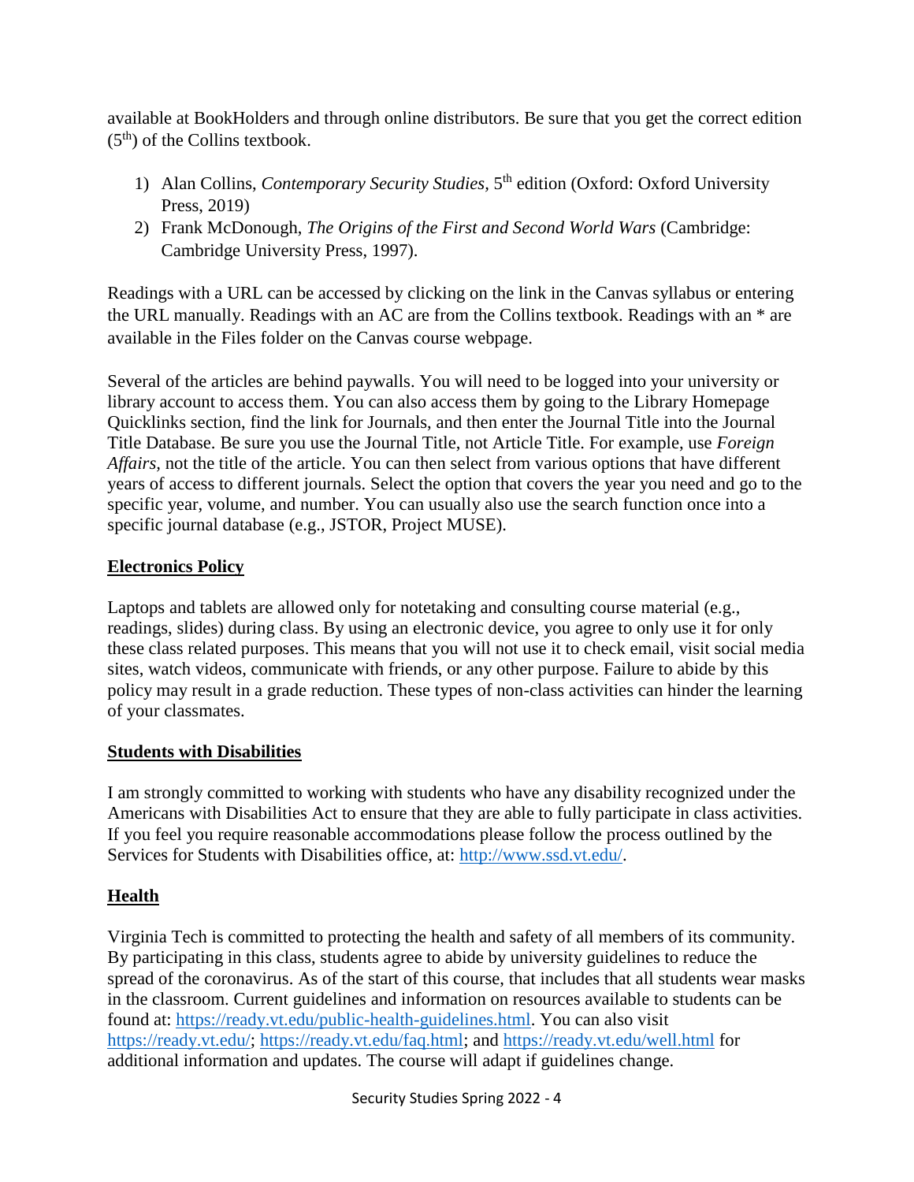available at BookHolders and through online distributors. Be sure that you get the correct edition (5th) of the Collins textbook.

1) Alan Collins, *Contemporary Security Studies*, 5th edition (Oxford: Oxford University Press, 2019)
2) Frank McDonough, *The Origins of the First and Second World Wars* (Cambridge: Cambridge University Press, 1997).

Readings with a URL can be accessed by clicking on the link in the Canvas syllabus or entering the URL manually. Readings with an AC are from the Collins textbook. Readings with an * are available in the Files folder on the Canvas course webpage.

Several of the articles are behind paywalls. You will need to be logged into your university or library account to access them. You can also access them by going to the Library Homepage Quicklinks section, find the link for Journals, and then enter the Journal Title into the Journal Title Database. Be sure you use the Journal Title, not Article Title. For example, use *Foreign Affairs*, not the title of the article. You can then select from various options that have different years of access to different journals. Select the option that covers the year you need and go to the specific year, volume, and number. You can usually also use the search function once into a specific journal database (e.g., JSTOR, Project MUSE).

## Electronics Policy

Laptops and tablets are allowed only for notetaking and consulting course material (e.g., readings, slides) during class. By using an electronic device, you agree to only use it for only these class related purposes. This means that you will not use it to check email, visit social media sites, watch videos, communicate with friends, or any other purpose. Failure to abide by this policy may result in a grade reduction. These types of non-class activities can hinder the learning of your classmates.

## Students with Disabilities

I am strongly committed to working with students who have any disability recognized under the Americans with Disabilities Act to ensure that they are able to fully participate in class activities. If you feel you require reasonable accommodations please follow the process outlined by the Services for Students with Disabilities office, at: http://www.ssd.vt.edu/.

## Health

Virginia Tech is committed to protecting the health and safety of all members of its community. By participating in this class, students agree to abide by university guidelines to reduce the spread of the coronavirus. As of the start of this course, that includes that all students wear masks in the classroom. Current guidelines and information on resources available to students can be found at: https://ready.vt.edu/public-health-guidelines.html. You can also visit https://ready.vt.edu/; https://ready.vt.edu/faq.html; and https://ready.vt.edu/well.html for additional information and updates. The course will adapt if guidelines change.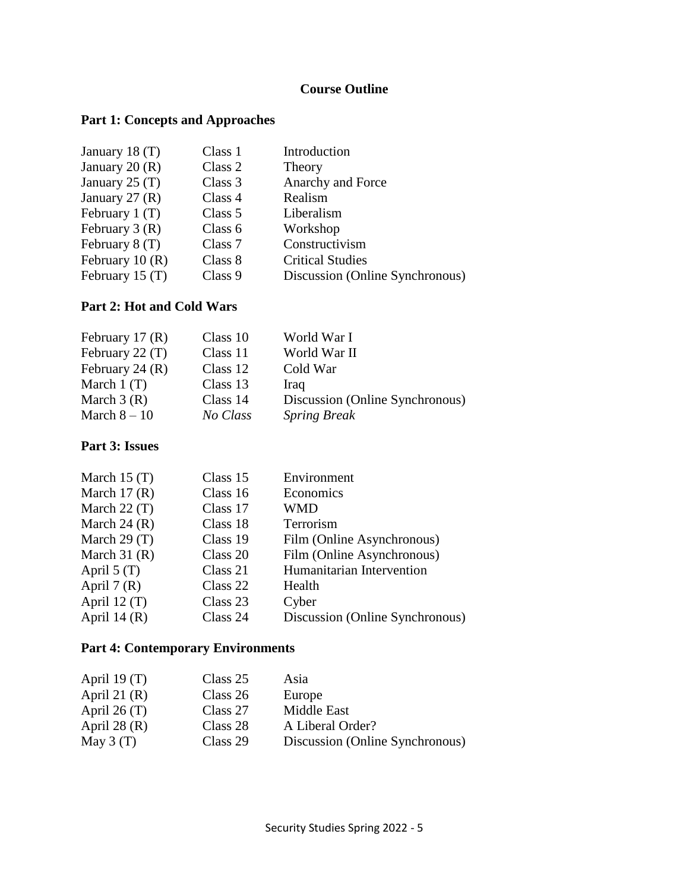## Course Outline

### Part 1: Concepts and Approaches

| | | |
|---|---|---|
| January 18 (T) | Class 1 | Introduction |
| January 20 (R) | Class 2 | Theory |
| January 25 (T) | Class 3 | Anarchy and Force |
| January 27 (R) | Class 4 | Realism |
| February 1 (T) | Class 5 | Liberalism |
| February 3 (R) | Class 6 | Workshop |
| February 8 (T) | Class 7 | Constructivism |
| February 10 (R) | Class 8 | Critical Studies |
| February 15 (T) | Class 9 | Discussion (Online Synchronous) |

### Part 2: Hot and Cold Wars

| | | |
|---|---|---|
| February 17 (R) | Class 10 | World War I |
| February 22 (T) | Class 11 | World War II |
| February 24 (R) | Class 12 | Cold War |
| March 1 (T) | Class 13 | Iraq |
| March 3 (R) | Class 14 | Discussion (Online Synchronous) |
| March 8 – 10 | *No Class* | *Spring Break* |

### Part 3: Issues

| | | |
|---|---|---|
| March 15 (T) | Class 15 | Environment |
| March 17 (R) | Class 16 | Economics |
| March 22 (T) | Class 17 | WMD |
| March 24 (R) | Class 18 | Terrorism |
| March 29 (T) | Class 19 | Film (Online Asynchronous) |
| March 31 (R) | Class 20 | Film (Online Asynchronous) |
| April 5 (T) | Class 21 | Humanitarian Intervention |
| April 7 (R) | Class 22 | Health |
| April 12 (T) | Class 23 | Cyber |
| April 14 (R) | Class 24 | Discussion (Online Synchronous) |

### Part 4: Contemporary Environments

| | | |
|---|---|---|
| April 19 (T) | Class 25 | Asia |
| April 21 (R) | Class 26 | Europe |
| April 26 (T) | Class 27 | Middle East |
| April 28 (R) | Class 28 | A Liberal Order? |
| May 3 (T) | Class 29 | Discussion (Online Synchronous) |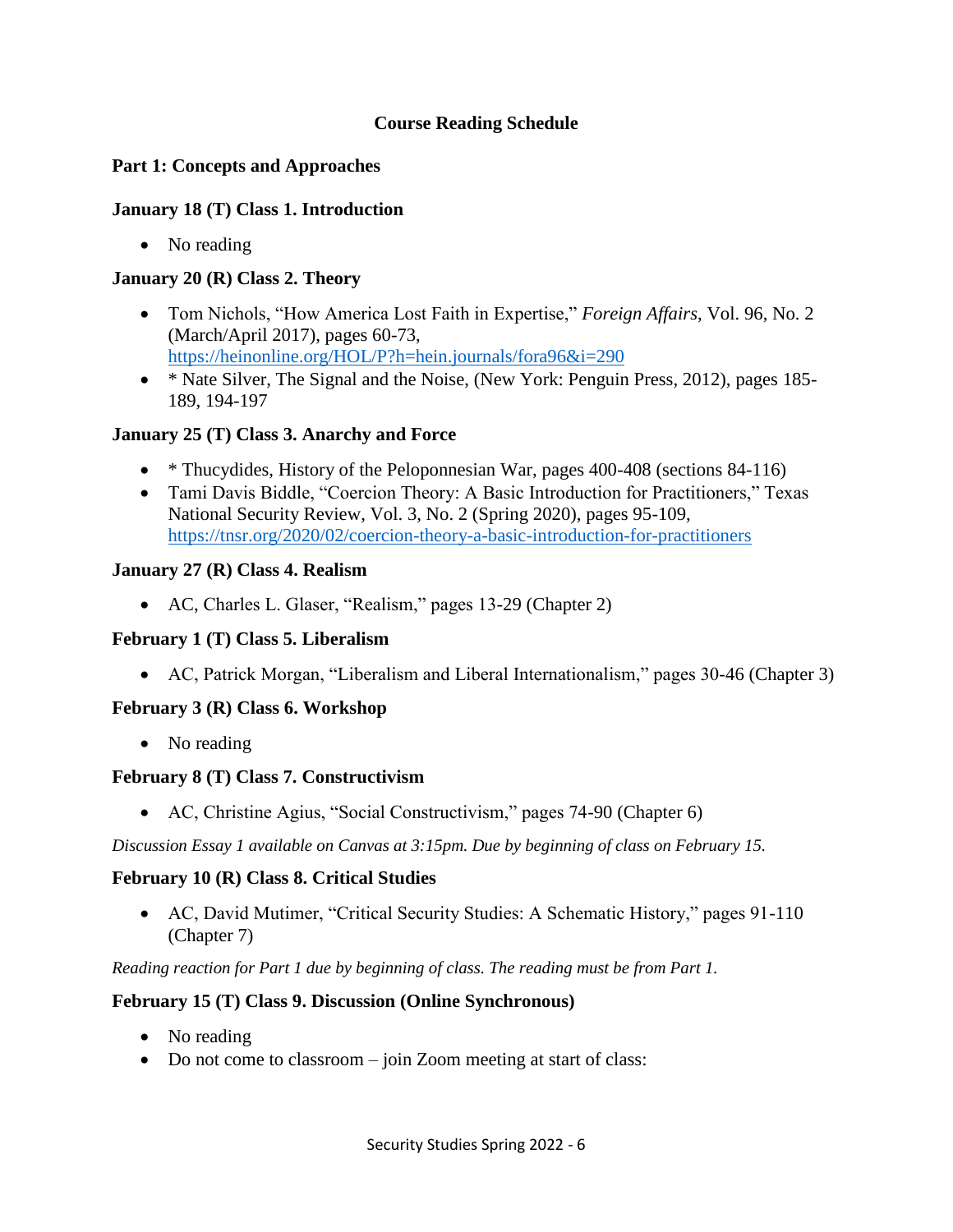# Course Reading Schedule

## Part 1: Concepts and Approaches

### January 18 (T) Class 1. Introduction

- No reading

### January 20 (R) Class 2. Theory

- Tom Nichols, "How America Lost Faith in Expertise," *Foreign Affairs*, Vol. 96, No. 2 (March/April 2017), pages 60-73, https://heinonline.org/HOL/P?h=hein.journals/fora96&i=290
- * Nate Silver, The Signal and the Noise, (New York: Penguin Press, 2012), pages 185-189, 194-197

### January 25 (T) Class 3. Anarchy and Force

- * Thucydides, History of the Peloponnesian War, pages 400-408 (sections 84-116)
- Tami Davis Biddle, "Coercion Theory: A Basic Introduction for Practitioners," Texas National Security Review, Vol. 3, No. 2 (Spring 2020), pages 95-109, https://tnsr.org/2020/02/coercion-theory-a-basic-introduction-for-practitioners

### January 27 (R) Class 4. Realism

- AC, Charles L. Glaser, "Realism," pages 13-29 (Chapter 2)

### February 1 (T) Class 5. Liberalism

- AC, Patrick Morgan, "Liberalism and Liberal Internationalism," pages 30-46 (Chapter 3)

### February 3 (R) Class 6. Workshop

- No reading

### February 8 (T) Class 7. Constructivism

- AC, Christine Agius, "Social Constructivism," pages 74-90 (Chapter 6)

*Discussion Essay 1 available on Canvas at 3:15pm. Due by beginning of class on February 15.*

### February 10 (R) Class 8. Critical Studies

- AC, David Mutimer, "Critical Security Studies: A Schematic History," pages 91-110 (Chapter 7)

*Reading reaction for Part 1 due by beginning of class. The reading must be from Part 1.*

### February 15 (T) Class 9. Discussion (Online Synchronous)

- No reading
- Do not come to classroom – join Zoom meeting at start of class: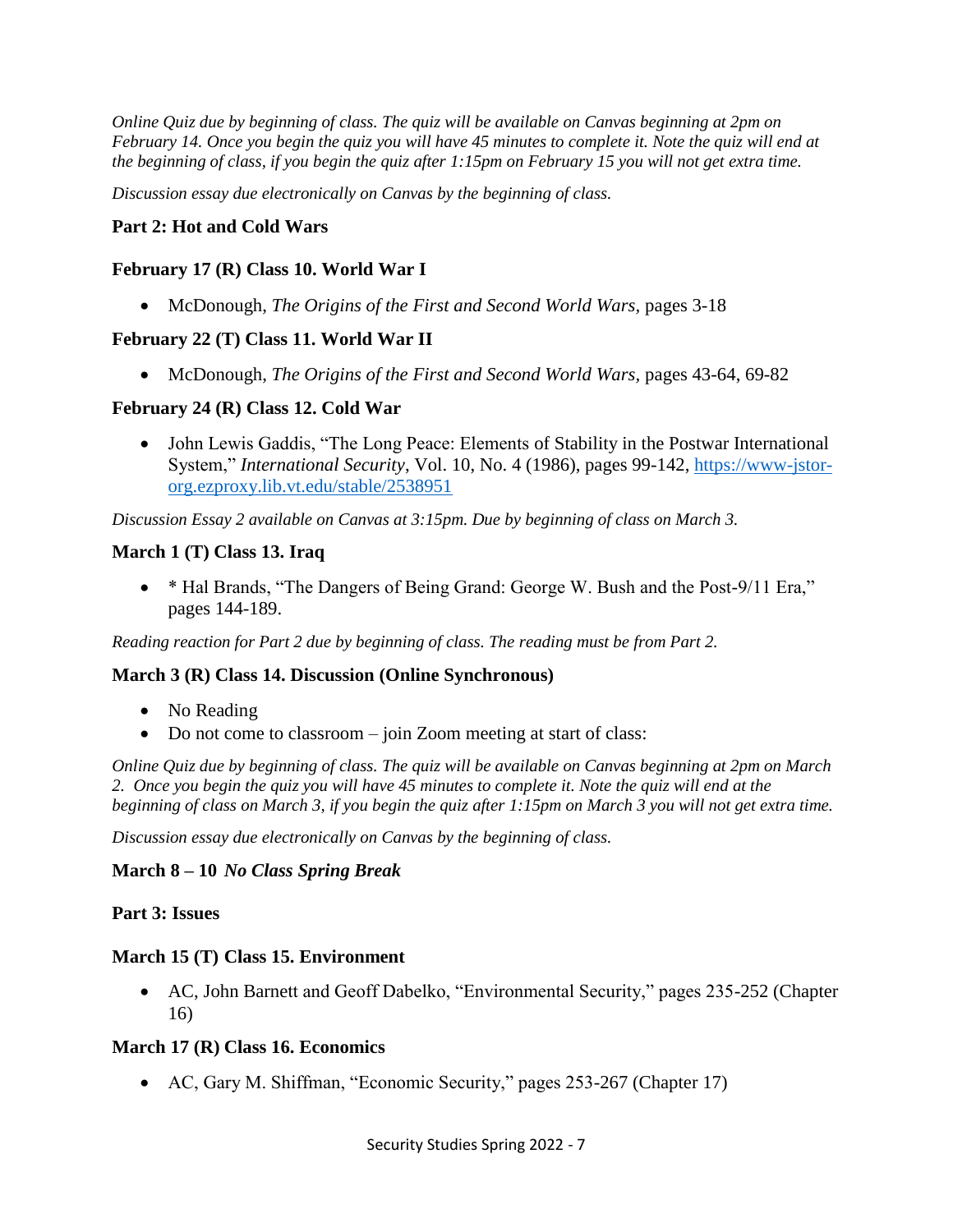*Online Quiz due by beginning of class. The quiz will be available on Canvas beginning at 2pm on February 14. Once you begin the quiz you will have 45 minutes to complete it. Note the quiz will end at the beginning of class, if you begin the quiz after 1:15pm on February 15 you will not get extra time.*

*Discussion essay due electronically on Canvas by the beginning of class.*

## Part 2: Hot and Cold Wars

### February 17 (R) Class 10. World War I

- McDonough, *The Origins of the First and Second World Wars*, pages 3-18

### February 22 (T) Class 11. World War II

- McDonough, *The Origins of the First and Second World Wars*, pages 43-64, 69-82

### February 24 (R) Class 12. Cold War

- John Lewis Gaddis, "The Long Peace: Elements of Stability in the Postwar International System," *International Security*, Vol. 10, No. 4 (1986), pages 99-142, [https://www-jstor-org.ezproxy.lib.vt.edu/stable/2538951](https://www-jstor-org.ezproxy.lib.vt.edu/stable/2538951)

*Discussion Essay 2 available on Canvas at 3:15pm. Due by beginning of class on March 3.*

### March 1 (T) Class 13. Iraq

- * Hal Brands, "The Dangers of Being Grand: George W. Bush and the Post-9/11 Era," pages 144-189.

*Reading reaction for Part 2 due by beginning of class. The reading must be from Part 2.*

### March 3 (R) Class 14. Discussion (Online Synchronous)

- No Reading
- Do not come to classroom – join Zoom meeting at start of class:

*Online Quiz due by beginning of class. The quiz will be available on Canvas beginning at 2pm on March 2. Once you begin the quiz you will have 45 minutes to complete it. Note the quiz will end at the beginning of class on March 3, if you begin the quiz after 1:15pm on March 3 you will not get extra time.*

*Discussion essay due electronically on Canvas by the beginning of class.*

### March 8 – 10 *No Class Spring Break*

## Part 3: Issues

### March 15 (T) Class 15. Environment

- AC, John Barnett and Geoff Dabelko, "Environmental Security," pages 235-252 (Chapter 16)

### March 17 (R) Class 16. Economics

- AC, Gary M. Shiffman, "Economic Security," pages 253-267 (Chapter 17)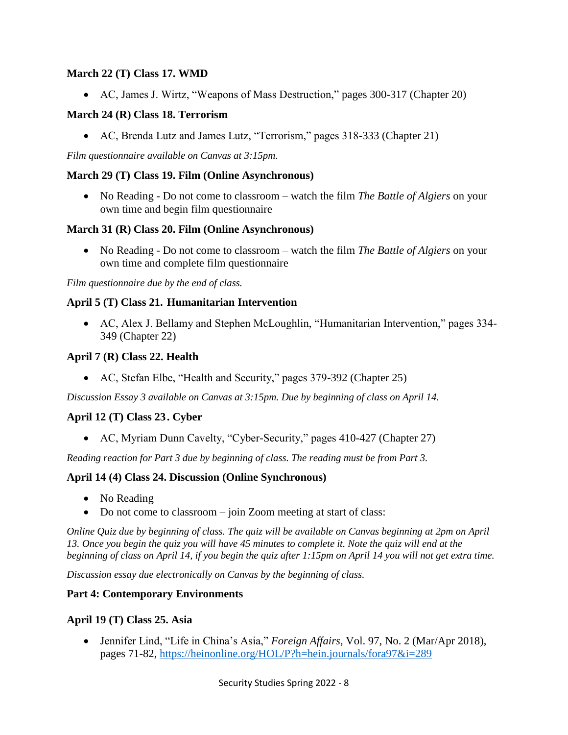**March 22 (T) Class 17. WMD**

- AC, James J. Wirtz, "Weapons of Mass Destruction," pages 300-317 (Chapter 20)

**March 24 (R) Class 18. Terrorism**

- AC, Brenda Lutz and James Lutz, "Terrorism," pages 318-333 (Chapter 21)

*Film questionnaire available on Canvas at 3:15pm.*

**March 29 (T) Class 19. Film (Online Asynchronous)**

- No Reading - Do not come to classroom – watch the film *The Battle of Algiers* on your own time and begin film questionnaire

**March 31 (R) Class 20. Film (Online Asynchronous)**

- No Reading - Do not come to classroom – watch the film *The Battle of Algiers* on your own time and complete film questionnaire

*Film questionnaire due by the end of class.*

**April 5 (T) Class 21. Humanitarian Intervention**

- AC, Alex J. Bellamy and Stephen McLoughlin, "Humanitarian Intervention," pages 334-349 (Chapter 22)

**April 7 (R) Class 22. Health**

- AC, Stefan Elbe, "Health and Security," pages 379-392 (Chapter 25)

*Discussion Essay 3 available on Canvas at 3:15pm. Due by beginning of class on April 14.*

**April 12 (T) Class 23. Cyber**

- AC, Myriam Dunn Cavelty, "Cyber-Security," pages 410-427 (Chapter 27)

*Reading reaction for Part 3 due by beginning of class. The reading must be from Part 3.*

**April 14 (4) Class 24. Discussion (Online Synchronous)**

- No Reading
- Do not come to classroom – join Zoom meeting at start of class:

*Online Quiz due by beginning of class. The quiz will be available on Canvas beginning at 2pm on April 13. Once you begin the quiz you will have 45 minutes to complete it. Note the quiz will end at the beginning of class on April 14, if you begin the quiz after 1:15pm on April 14 you will not get extra time.*

*Discussion essay due electronically on Canvas by the beginning of class.*

**Part 4: Contemporary Environments**

**April 19 (T) Class 25. Asia**

- Jennifer Lind, "Life in China's Asia," *Foreign Affairs*, Vol. 97, No. 2 (Mar/Apr 2018), pages 71-82, https://heinonline.org/HOL/P?h=hein.journals/fora97&i=289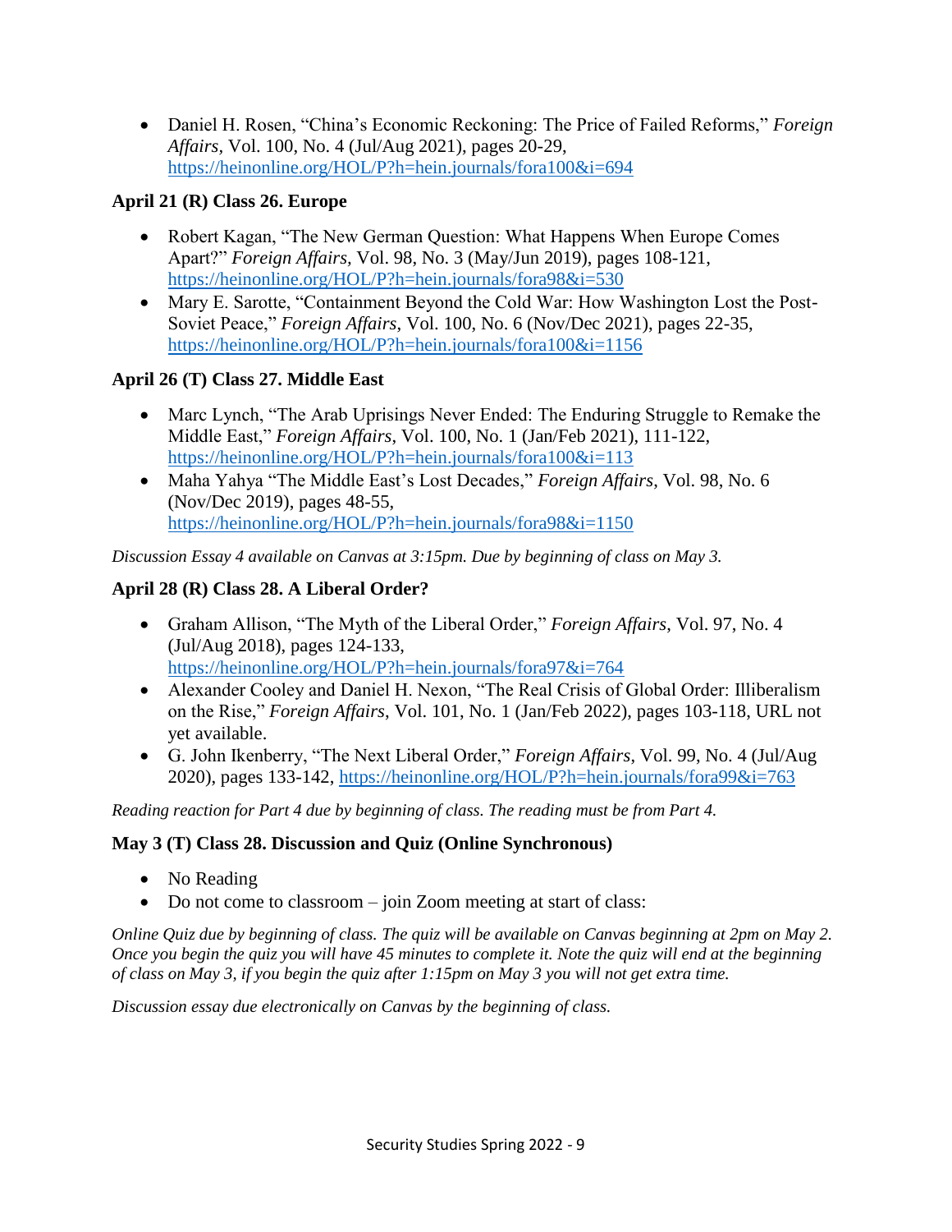- Daniel H. Rosen, "China's Economic Reckoning: The Price of Failed Reforms," *Foreign Affairs*, Vol. 100, No. 4 (Jul/Aug 2021), pages 20-29, https://heinonline.org/HOL/P?h=hein.journals/fora100&i=694

### April 21 (R) Class 26. Europe

- Robert Kagan, "The New German Question: What Happens When Europe Comes Apart?" *Foreign Affairs,* Vol. 98, No. 3 (May/Jun 2019), pages 108-121, https://heinonline.org/HOL/P?h=hein.journals/fora98&i=530
- Mary E. Sarotte, "Containment Beyond the Cold War: How Washington Lost the Post-Soviet Peace," *Foreign Affairs*, Vol. 100, No. 6 (Nov/Dec 2021), pages 22-35, https://heinonline.org/HOL/P?h=hein.journals/fora100&i=1156

### April 26 (T) Class 27. Middle East

- Marc Lynch, "The Arab Uprisings Never Ended: The Enduring Struggle to Remake the Middle East," *Foreign Affairs*, Vol. 100, No. 1 (Jan/Feb 2021), 111-122, https://heinonline.org/HOL/P?h=hein.journals/fora100&i=113
- Maha Yahya "The Middle East's Lost Decades," *Foreign Affairs*, Vol. 98, No. 6 (Nov/Dec 2019), pages 48-55, https://heinonline.org/HOL/P?h=hein.journals/fora98&i=1150

*Discussion Essay 4 available on Canvas at 3:15pm. Due by beginning of class on May 3.*

### April 28 (R) Class 28. A Liberal Order?

- Graham Allison, "The Myth of the Liberal Order," *Foreign Affairs*, Vol. 97, No. 4 (Jul/Aug 2018), pages 124-133, https://heinonline.org/HOL/P?h=hein.journals/fora97&i=764
- Alexander Cooley and Daniel H. Nexon, "The Real Crisis of Global Order: Illiberalism on the Rise," *Foreign Affairs*, Vol. 101, No. 1 (Jan/Feb 2022), pages 103-118, URL not yet available.
- G. John Ikenberry, "The Next Liberal Order," *Foreign Affairs*, Vol. 99, No. 4 (Jul/Aug 2020), pages 133-142, https://heinonline.org/HOL/P?h=hein.journals/fora99&i=763

*Reading reaction for Part 4 due by beginning of class. The reading must be from Part 4.*

### May 3 (T) Class 28. Discussion and Quiz (Online Synchronous)

- No Reading
- Do not come to classroom – join Zoom meeting at start of class:

*Online Quiz due by beginning of class. The quiz will be available on Canvas beginning at 2pm on May 2. Once you begin the quiz you will have 45 minutes to complete it. Note the quiz will end at the beginning of class on May 3, if you begin the quiz after 1:15pm on May 3 you will not get extra time.*

*Discussion essay due electronically on Canvas by the beginning of class.*